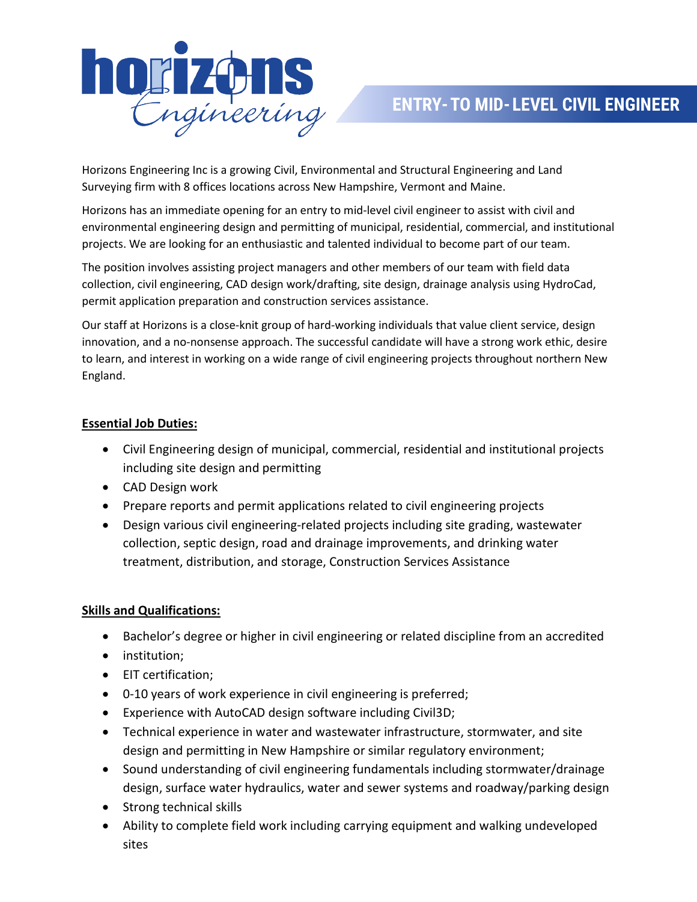horizons Engineering

# ENTRY- TO MID- LEVEL CIVIL ENGINEER

Horizons Engineering Inc is a growing Civil, Environmental and Structural Engineering and Land Surveying firm with 8 offices locations across New Hampshire, Vermont and Maine.

Horizons has an immediate opening for an entry to mid-level civil engineer to assist with civil and environmental engineering design and permitting of municipal, residential, commercial, and institutional projects. We are looking for an enthusiastic and talented individual to become part of our team.

The position involves assisting project managers and other members of our team with field data collection, civil engineering, CAD design work/drafting, site design, drainage analysis using HydroCad, permit application preparation and construction services assistance.

Our staff at Horizons is a close-knit group of hard-working individuals that value client service, design innovation, and a no-nonsense approach. The successful candidate will have a strong work ethic, desire to learn, and interest in working on a wide range of civil engineering projects throughout northern New England.

**Essential Job Duties:**

- Civil Engineering design of municipal, commercial, residential and institutional projects including site design and permitting
- CAD Design work
- Prepare reports and permit applications related to civil engineering projects
- Design various civil engineering-related projects including site grading, wastewater collection, septic design, road and drainage improvements, and drinking water treatment, distribution, and storage, Construction Services Assistance

**Skills and Qualifications:**

- Bachelor's degree or higher in civil engineering or related discipline from an accredited
- institution;
- EIT certification;
- 0-10 years of work experience in civil engineering is preferred;
- Experience with AutoCAD design software including Civil3D;
- Technical experience in water and wastewater infrastructure, stormwater, and site design and permitting in New Hampshire or similar regulatory environment;
- Sound understanding of civil engineering fundamentals including stormwater/drainage design, surface water hydraulics, water and sewer systems and roadway/parking design
- Strong technical skills
- Ability to complete field work including carrying equipment and walking undeveloped sites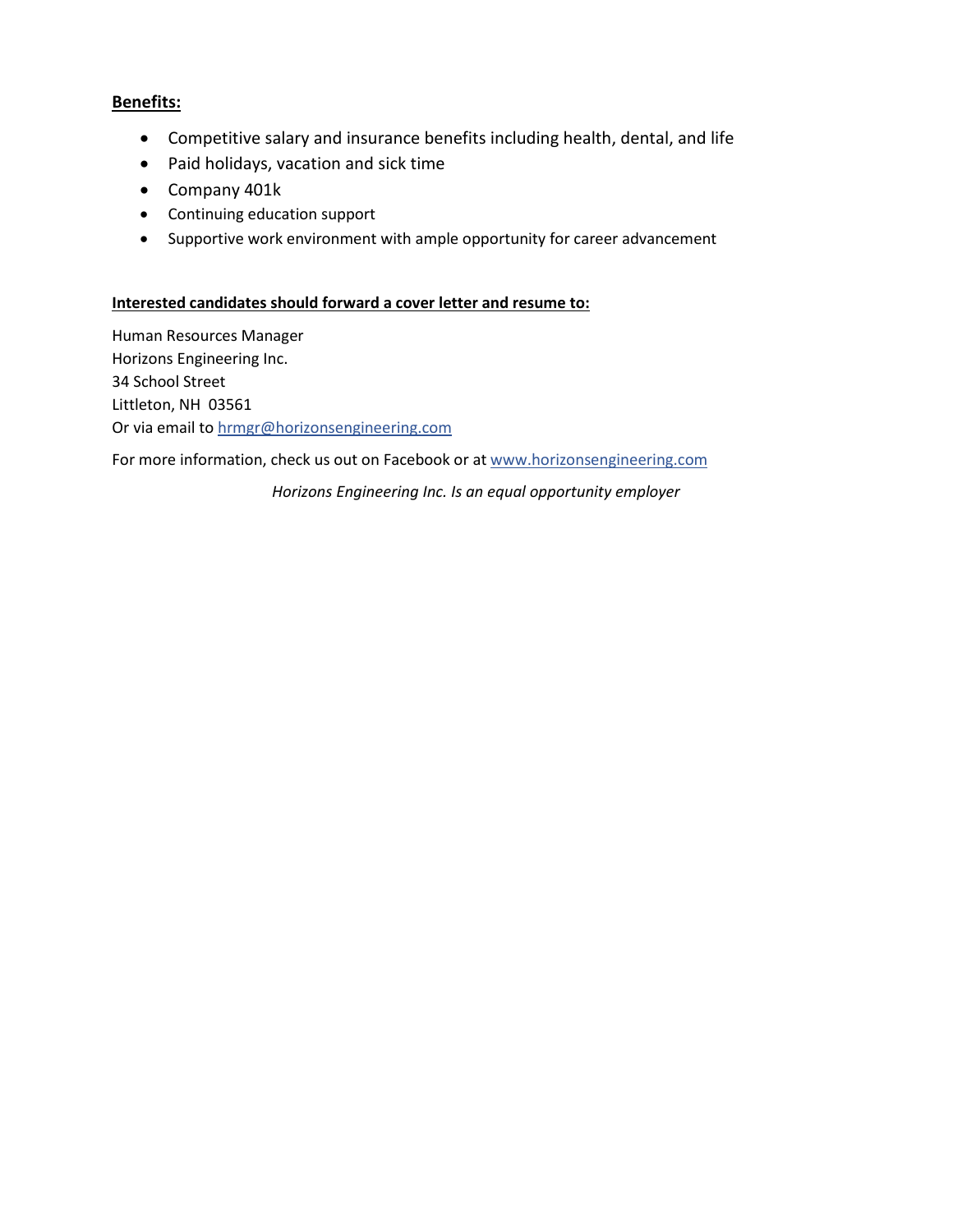**Benefits:**

- Competitive salary and insurance benefits including health, dental, and life
- Paid holidays, vacation and sick time
- Company 401k
- Continuing education support
- Supportive work environment with ample opportunity for career advancement

**Interested candidates should forward a cover letter and resume to:**

Human Resources Manager
Horizons Engineering Inc.
34 School Street
Littleton, NH 03561
Or via email to hrmgr@horizonsengineering.com

For more information, check us out on Facebook or at www.horizonsengineering.com

*Horizons Engineering Inc. Is an equal opportunity employer*